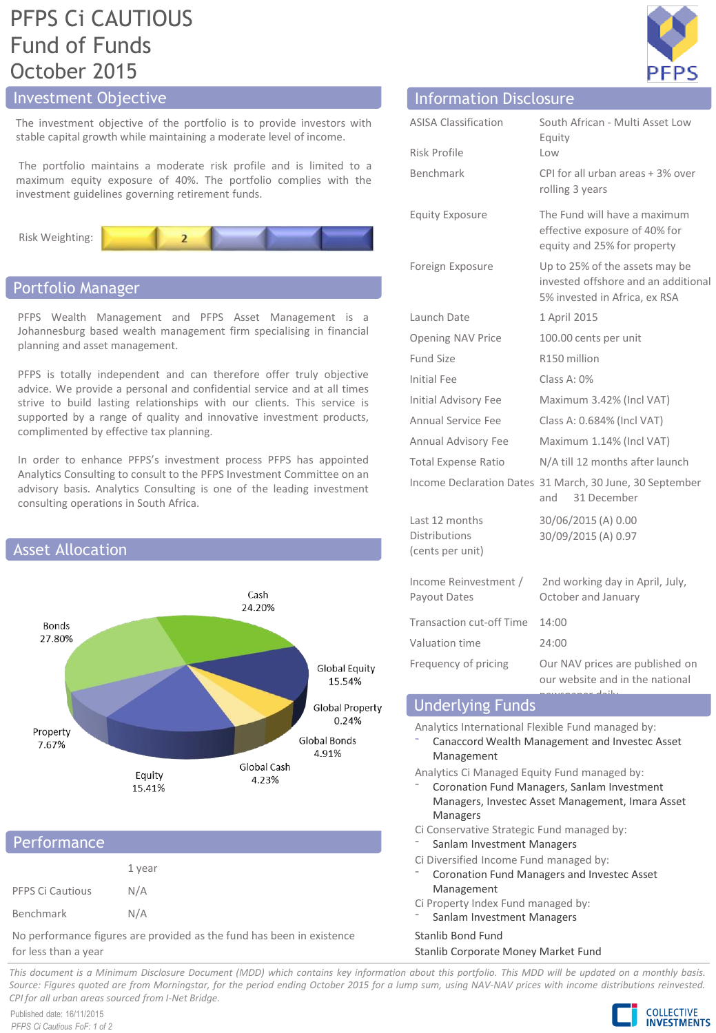# PFPS Ci CAUTIOUS Fund of Funds October 2015

## Investment Objective

The investment objective of the portfolio is to provide investors with stable capital growth while maintaining a moderate level of income.

The portfolio maintains a moderate risk profile and is limited to a maximum equity exposure of 40%. The portfolio complies with the investment guidelines governing retirement funds.

Risk Weighting: 2

## Portfolio Manager

PFPS Wealth Management and PFPS Asset Management is a Johannesburg based wealth management firm specialising in financial planning and asset management.

PFPS is totally independent and can therefore offer truly objective advice. We provide a personal and confidential service and at all times strive to build lasting relationships with our clients. This service is supported by a range of quality and innovative investment products, complimented by effective tax planning.

In order to enhance PFPS's investment process PFPS has appointed Analytics Consulting to consult to the PFPS Investment Committee on an advisory basis. Analytics Consulting is one of the leading investment consulting operations in South Africa.

## Asset Allocation

| Asset Class | Allocation |
|---|---|
| Cash | 24.20% |
| Global Equity | 15.54% |
| Global Property | 0.24% |
| Global Bonds | 4.91% |
| Global Cash | 4.23% |
| Equity | 15.41% |
| Property | 7.67% |
| Bonds | 27.80% |

## Performance

| | 1 year |
|---|---|
| PFPS Ci Cautious | N/A |
| Benchmark | N/A |

No performance figures are provided as the fund has been in existence for less than a year

## Information Disclosure

| | |
|---|---|
| ASISA Classification | South African - Multi Asset Low Equity |
| Risk Profile | Low |
| Benchmark | CPI for all urban areas + 3% over rolling 3 years |
| Equity Exposure | The Fund will have a maximum effective exposure of 40% for equity and 25% for property |
| Foreign Exposure | Up to 25% of the assets may be invested offshore and an additional 5% invested in Africa, ex RSA |
| Launch Date | 1 April 2015 |
| Opening NAV Price | 100.00 cents per unit |
| Fund Size | R150 million |
| Initial Fee | Class A: 0% |
| Initial Advisory Fee | Maximum 3.42% (Incl VAT) |
| Annual Service Fee | Class A: 0.684% (Incl VAT) |
| Annual Advisory Fee | Maximum 1.14% (Incl VAT) |
| Total Expense Ratio | N/A till 12 months after launch |
| Income Declaration Dates | 31 March, 30 June, 30 September and 31 December |
| Last 12 months Distributions (cents per unit) | 30/06/2015 (A) 0.00<br>30/09/2015 (A) 0.97 |
| Income Reinvestment / Payout Dates | 2nd working day in April, July, October and January |
| Transaction cut-off Time | 14:00 |
| Valuation time | 24:00 |
| Frequency of pricing | Our NAV prices are published on our website and in the national newspaper daily |

## Underlying Funds

Analytics International Flexible Fund managed by:
- Canaccord Wealth Management and Investec Asset Management

Analytics Ci Managed Equity Fund managed by:
- Coronation Fund Managers, Sanlam Investment Managers, Investec Asset Management, Imara Asset Managers

Ci Conservative Strategic Fund managed by:
- Sanlam Investment Managers

Ci Diversified Income Fund managed by:
- Coronation Fund Managers and Investec Asset Management

Ci Property Index Fund managed by:
- Sanlam Investment Managers

Stanlib Bond Fund

Stanlib Corporate Money Market Fund

*This document is a Minimum Disclosure Document (MDD) which contains key information about this portfolio. This MDD will be updated on a monthly basis. Source: Figures quoted are from Morningstar, for the period ending October 2015 for a lump sum, using NAV-NAV prices with income distributions reinvested. CPI for all urban areas sourced from I-Net Bridge.*

Published date: 16/11/2015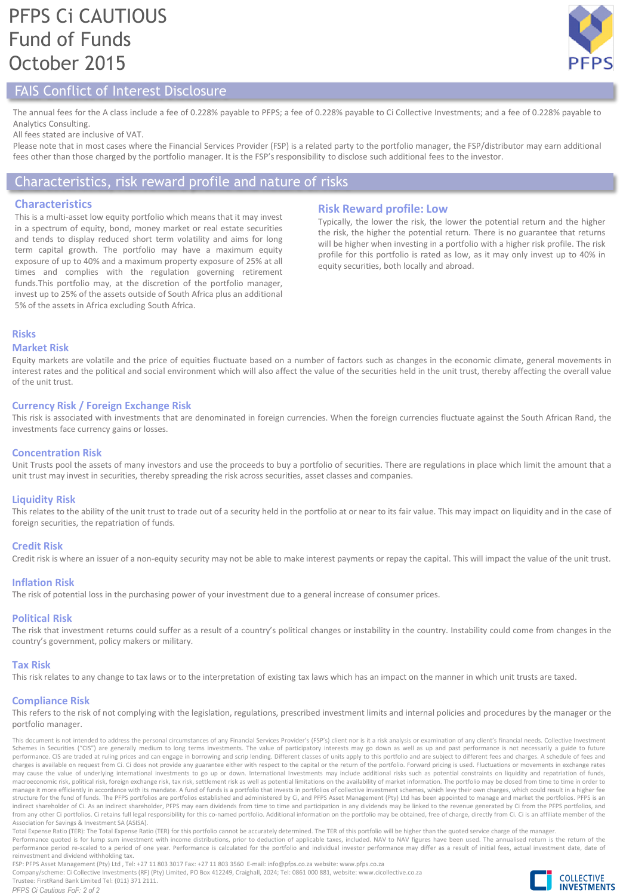# PFPS Ci CAUTIOUS Fund of Funds October 2015

## FAIS Conflict of Interest Disclosure

The annual fees for the A class include a fee of 0.228% payable to PFPS; a fee of 0.228% payable to Ci Collective Investments; and a fee of 0.228% payable to Analytics Consulting.

All fees stated are inclusive of VAT.

Please note that in most cases where the Financial Services Provider (FSP) is a related party to the portfolio manager, the FSP/distributor may earn additional fees other than those charged by the portfolio manager. It is the FSP's responsibility to disclose such additional fees to the investor.

## Characteristics, risk reward profile and nature of risks

### Characteristics

This is a multi-asset low equity portfolio which means that it may invest in a spectrum of equity, bond, money market or real estate securities and tends to display reduced short term volatility and aims for long term capital growth. The portfolio may have a maximum equity exposure of up to 40% and a maximum property exposure of 25% at all times and complies with the regulation governing retirement funds.This portfolio may, at the discretion of the portfolio manager, invest up to 25% of the assets outside of South Africa plus an additional 5% of the assets in Africa excluding South Africa.

### Risk Reward profile: Low

Typically, the lower the risk, the lower the potential return and the higher the risk, the higher the potential return. There is no guarantee that returns will be higher when investing in a portfolio with a higher risk profile. The risk profile for this portfolio is rated as low, as it may only invest up to 40% in equity securities, both locally and abroad.

### Risks

### Market Risk

Equity markets are volatile and the price of equities fluctuate based on a number of factors such as changes in the economic climate, general movements in interest rates and the political and social environment which will also affect the value of the securities held in the unit trust, thereby affecting the overall value of the unit trust.

### Currency Risk / Foreign Exchange Risk

This risk is associated with investments that are denominated in foreign currencies. When the foreign currencies fluctuate against the South African Rand, the investments face currency gains or losses.

### Concentration Risk

Unit Trusts pool the assets of many investors and use the proceeds to buy a portfolio of securities. There are regulations in place which limit the amount that a unit trust may invest in securities, thereby spreading the risk across securities, asset classes and companies.

### Liquidity Risk

This relates to the ability of the unit trust to trade out of a security held in the portfolio at or near to its fair value. This may impact on liquidity and in the case of foreign securities, the repatriation of funds.

### Credit Risk

Credit risk is where an issuer of a non-equity security may not be able to make interest payments or repay the capital. This will impact the value of the unit trust.

### Inflation Risk

The risk of potential loss in the purchasing power of your investment due to a general increase of consumer prices.

### Political Risk

The risk that investment returns could suffer as a result of a country's political changes or instability in the country. Instability could come from changes in the country's government, policy makers or military.

### Tax Risk

This risk relates to any change to tax laws or to the interpretation of existing tax laws which has an impact on the manner in which unit trusts are taxed.

### Compliance Risk

This refers to the risk of not complying with the legislation, regulations, prescribed investment limits and internal policies and procedures by the manager or the portfolio manager.

This document is not intended to address the personal circumstances of any Financial Services Provider's (FSP's) client nor is it a risk analysis or examination of any client's financial needs. Collective Investment Schemes in Securities ("CIS") are generally medium to long terms investments. The value of participatory interests may go down as well as up and past performance is not necessarily a guide to future performance. CIS are traded at ruling prices and can engage in borrowing and scrip lending. Different classes of units apply to this portfolio and are subject to different fees and charges. A schedule of fees and charges is available on request from Ci. Ci does not provide any guarantee either with respect to the capital or the return of the portfolio. Forward pricing is used. Fluctuations or movements in exchange rates may cause the value of underlying international investments to go up or down. International Investments may include additional risks such as potential constraints on liquidity and repatriation of funds, macroeconomic risk, political risk, foreign exchange risk, tax risk, settlement risk as well as potential limitations on the availability of market information. The portfolio may be closed from time to time in order to manage it more efficiently in accordance with its mandate. A fund of funds is a portfolio that invests in portfolios of collective investment schemes, which levy their own charges, which could result in a higher fee structure for the fund of funds. The PFPS portfolios are portfolios established and administered by Ci, and PFPS Asset Management (Pty) Ltd has been appointed to manage and market the portfolios. PFPS is an indirect shareholder of Ci. As an indirect shareholder, PFPS may earn dividends from time to time and participation in any dividends may be linked to the revenue generated by Ci from the PFPS portfolios, and from any other Ci portfolios. Ci retains full legal responsibility for this co-named portfolio. Additional information on the portfolio may be obtained, free of charge, directly from Ci. Ci is an affiliate member of the Association for Savings & Investment SA (ASISA).

Total Expense Ratio (TER): The Total Expense Ratio (TER) for this portfolio cannot be accurately determined. The TER of this portfolio will be higher than the quoted service charge of the manager.

Performance quoted is for lump sum investment with income distributions, prior to deduction of applicable taxes, included. NAV to NAV figures have been used. The annualised return is the return of the performance period re-scaled to a period of one year. Performance is calculated for the portfolio and individual investor performance may differ as a result of initial fees, actual investment date, date of reinvestment and dividend withholding tax.

FSP: PFPS Asset Management (Pty) Ltd , Tel: +27 11 803 3017 Fax: +27 11 803 3560 E-mail: info@pfps.co.za website: www.pfps.co.za

Company/scheme: Ci Collective Investments (RF) (Pty) Limited, PO Box 412249, Craighall, 2024; Tel: 0861 000 881, website: www.cicollective.co.za

Trustee: FirstRand Bank Limited Tel: (011) 371 2111.